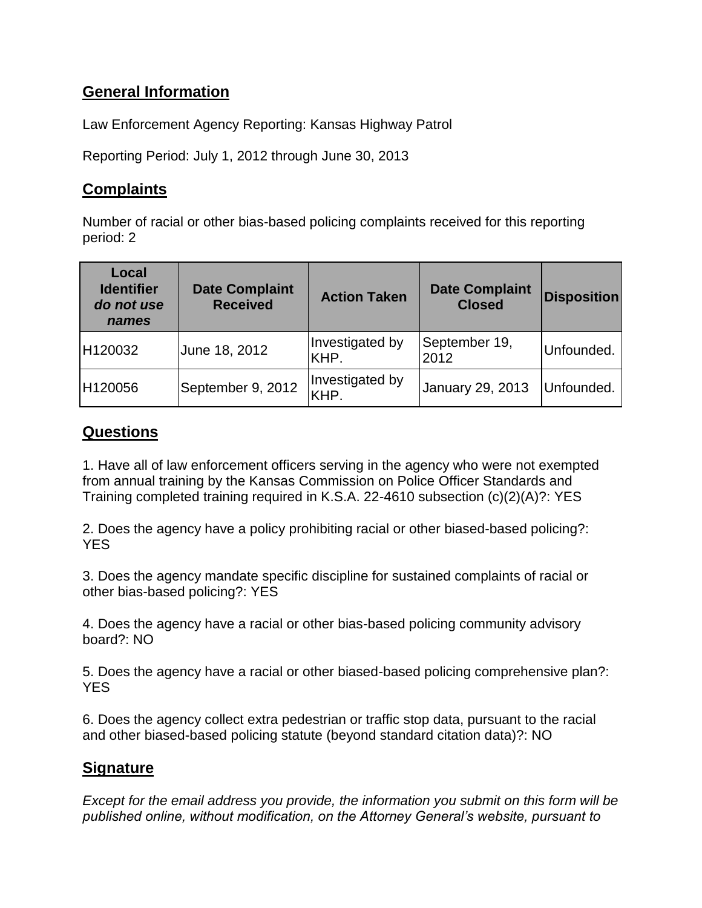## General Information

Law Enforcement Agency Reporting: Kansas Highway Patrol

Reporting Period: July 1, 2012 through June 30, 2013

## Complaints

Number of racial or other bias-based policing complaints received for this reporting period: 2

| Local Identifier *do not use names* | Date Complaint Received | Action Taken | Date Complaint Closed | Disposition |
|---|---|---|---|---|
| H120032 | June 18, 2012 | Investigated by KHP. | September 19, 2012 | Unfounded. |
| H120056 | September 9, 2012 | Investigated by KHP. | January 29, 2013 | Unfounded. |

## Questions

1. Have all of law enforcement officers serving in the agency who were not exempted from annual training by the Kansas Commission on Police Officer Standards and Training completed training required in K.S.A. 22-4610 subsection (c)(2)(A)?: YES

2. Does the agency have a policy prohibiting racial or other biased-based policing?: YES

3. Does the agency mandate specific discipline for sustained complaints of racial or other bias-based policing?: YES

4. Does the agency have a racial or other bias-based policing community advisory board?: NO

5. Does the agency have a racial or other biased-based policing comprehensive plan?: YES

6. Does the agency collect extra pedestrian or traffic stop data, pursuant to the racial and other biased-based policing statute (beyond standard citation data)?: NO

## Signature

*Except for the email address you provide, the information you submit on this form will be published online, without modification, on the Attorney General's website, pursuant to*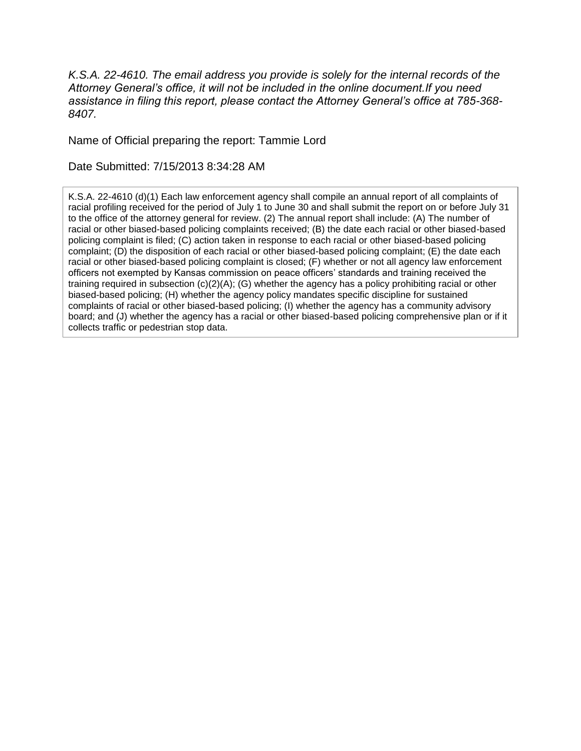*K.S.A. 22-4610. The email address you provide is solely for the internal records of the Attorney General's office, it will not be included in the online document.If you need assistance in filing this report, please contact the Attorney General's office at 785-368-8407.*

Name of Official preparing the report: Tammie Lord

Date Submitted: 7/15/2013 8:34:28 AM

K.S.A. 22-4610 (d)(1) Each law enforcement agency shall compile an annual report of all complaints of racial profiling received for the period of July 1 to June 30 and shall submit the report on or before July 31 to the office of the attorney general for review. (2) The annual report shall include: (A) The number of racial or other biased-based policing complaints received; (B) the date each racial or other biased-based policing complaint is filed; (C) action taken in response to each racial or other biased-based policing complaint; (D) the disposition of each racial or other biased-based policing complaint; (E) the date each racial or other biased-based policing complaint is closed; (F) whether or not all agency law enforcement officers not exempted by Kansas commission on peace officers' standards and training received the training required in subsection (c)(2)(A); (G) whether the agency has a policy prohibiting racial or other biased-based policing; (H) whether the agency policy mandates specific discipline for sustained complaints of racial or other biased-based policing; (I) whether the agency has a community advisory board; and (J) whether the agency has a racial or other biased-based policing comprehensive plan or if it collects traffic or pedestrian stop data.